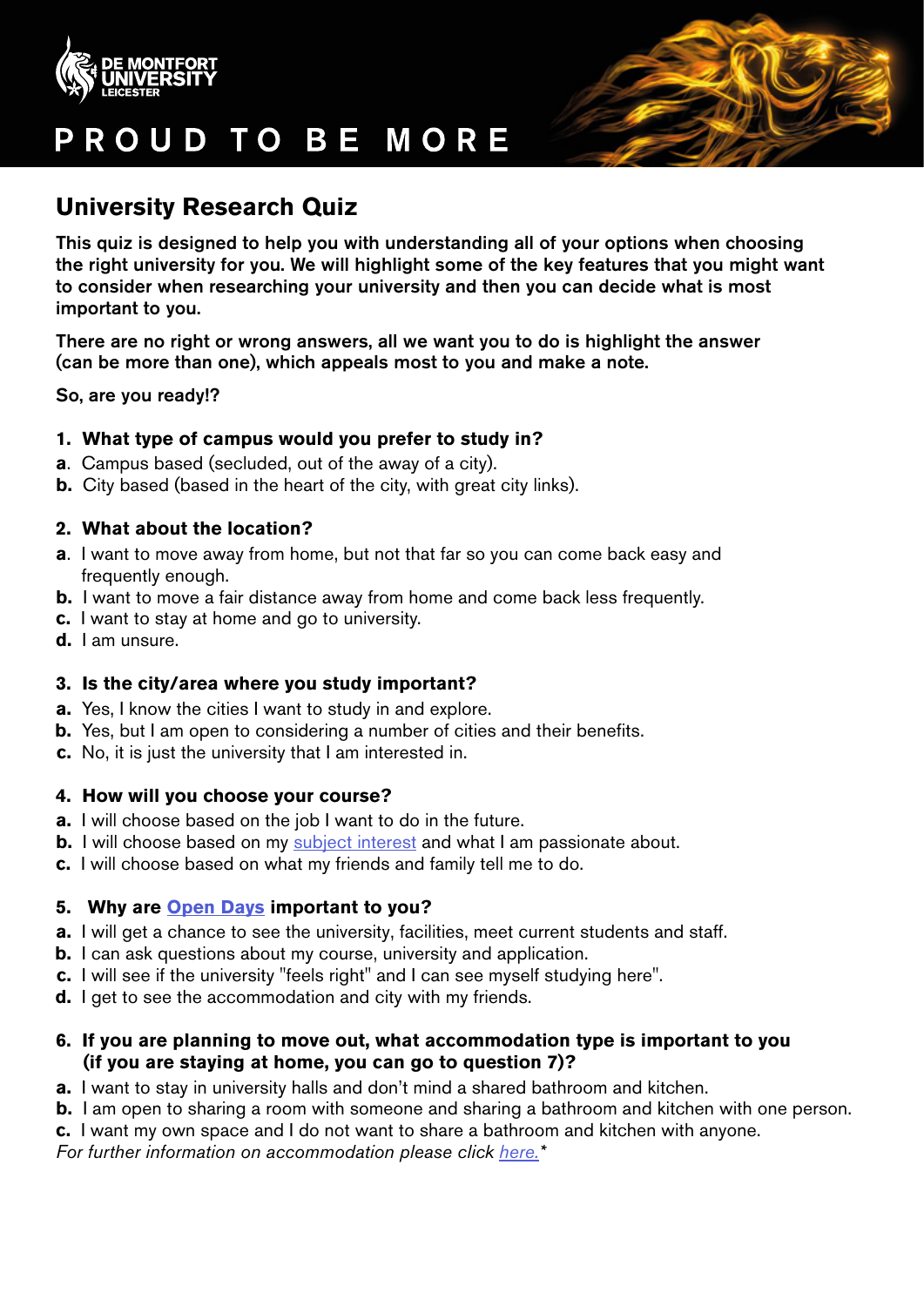DE MONTFORT UNIVERSITY LEICESTER

PROUD TO BE MORE

# University Research Quiz

**This quiz is designed to help you with understanding all of your options when choosing the right university for you. We will highlight some of the key features that you might want to consider when researching your university and then you can decide what is most important to you.**

**There are no right or wrong answers, all we want you to do is highlight the answer (can be more than one), which appeals most to you and make a note.**

**So, are you ready!?**

**1. What type of campus would you prefer to study in?**

**a**. Campus based (secluded, out of the away of a city).
**b.** City based (based in the heart of the city, with great city links).

**2. What about the location?**

**a**. I want to move away from home, but not that far so you can come back easy and frequently enough.
**b.** I want to move a fair distance away from home and come back less frequently.
**c.** I want to stay at home and go to university.
**d.** I am unsure.

**3. Is the city/area where you study important?**

**a.** Yes, I know the cities I want to study in and explore.
**b.** Yes, but I am open to considering a number of cities and their benefits.
**c.** No, it is just the university that I am interested in.

**4. How will you choose your course?**

**a.** I will choose based on the job I want to do in the future.
**b.** I will choose based on my subject interest and what I am passionate about.
**c.** I will choose based on what my friends and family tell me to do.

**5. Why are Open Days important to you?**

**a.** I will get a chance to see the university, facilities, meet current students and staff.
**b.** I can ask questions about my course, university and application.
**c.** I will see if the university "feels right" and I can see myself studying here".
**d.** I get to see the accommodation and city with my friends.

**6. If you are planning to move out, what accommodation type is important to you (if you are staying at home, you can go to question 7)?**

**a.** I want to stay in university halls and don't mind a shared bathroom and kitchen.
**b.** I am open to sharing a room with someone and sharing a bathroom and kitchen with one person.
**c.** I want my own space and I do not want to share a bathroom and kitchen with anyone.
*For further information on accommodation please click here.**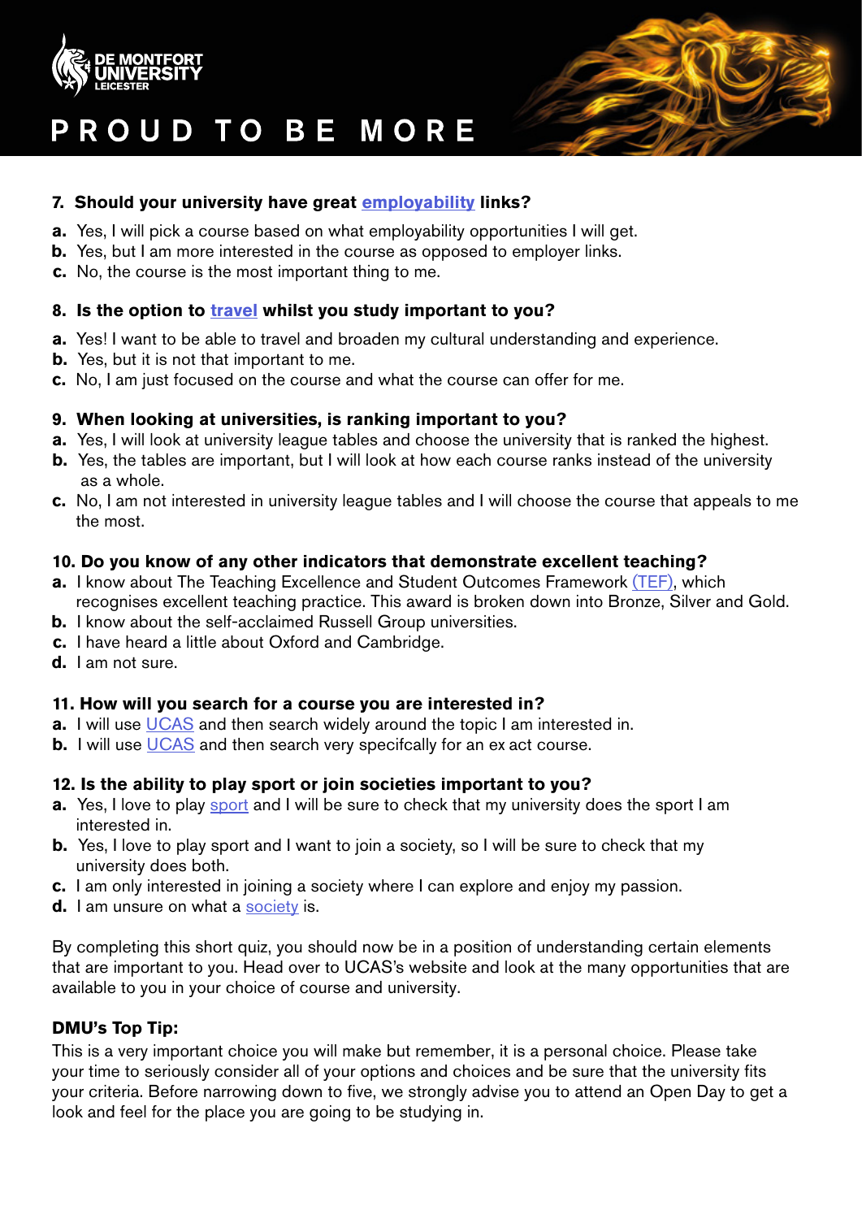DE MONTFORT UNIVERSITY LEICESTER

# PROUD TO BE MORE

**7. Should your university have great employability links?**

**a.** Yes, I will pick a course based on what employability opportunities I will get.
**b.** Yes, but I am more interested in the course as opposed to employer links.
**c.** No, the course is the most important thing to me.

**8. Is the option to travel whilst you study important to you?**

**a.** Yes! I want to be able to travel and broaden my cultural understanding and experience.
**b.** Yes, but it is not that important to me.
**c.** No, I am just focused on the course and what the course can offer for me.

**9. When looking at universities, is ranking important to you?**

**a.** Yes, I will look at university league tables and choose the university that is ranked the highest.
**b.** Yes, the tables are important, but I will look at how each course ranks instead of the university as a whole.
**c.** No, I am not interested in university league tables and I will choose the course that appeals to me the most.

**10. Do you know of any other indicators that demonstrate excellent teaching?**

**a.** I know about The Teaching Excellence and Student Outcomes Framework (TEF), which recognises excellent teaching practice. This award is broken down into Bronze, Silver and Gold.
**b.** I know about the self-acclaimed Russell Group universities.
**c.** I have heard a little about Oxford and Cambridge.
**d.** I am not sure.

**11. How will you search for a course you are interested in?**

**a.** I will use UCAS and then search widely around the topic I am interested in.
**b.** I will use UCAS and then search very specifcally for an ex act course.

**12. Is the ability to play sport or join societies important to you?**

**a.** Yes, I love to play sport and I will be sure to check that my university does the sport I am interested in.
**b.** Yes, I love to play sport and I want to join a society, so I will be sure to check that my university does both.
**c.** I am only interested in joining a society where I can explore and enjoy my passion.
**d.** I am unsure on what a society is.

By completing this short quiz, you should now be in a position of understanding certain elements that are important to you. Head over to UCAS's website and look at the many opportunities that are available to you in your choice of course and university.

**DMU's Top Tip:**

This is a very important choice you will make but remember, it is a personal choice. Please take your time to seriously consider all of your options and choices and be sure that the university fits your criteria. Before narrowing down to five, we strongly advise you to attend an Open Day to get a look and feel for the place you are going to be studying in.